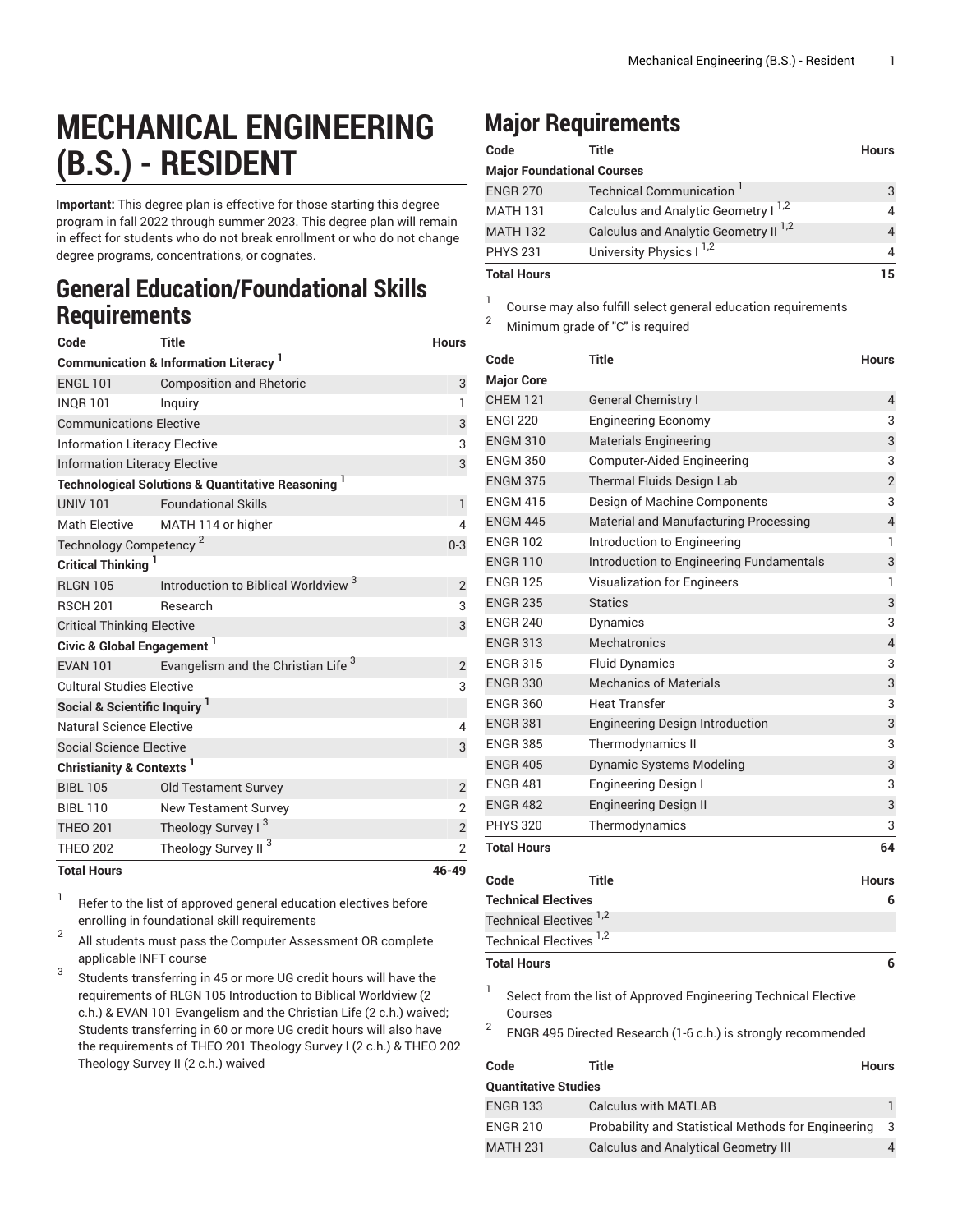# MECHANICAL ENGINEERING (B.S.) - RESIDENT

**Important:** This degree plan is effective for those starting this degree program in fall 2022 through summer 2023. This degree plan will remain in effect for students who do not break enrollment or who do not change degree programs, concentrations, or cognates.

## General Education/Foundational Skills Requirements

| Code | Title | Hours |
|---|---|---|
| **Communication & Information Literacy [1]** | | |
| ENGL 101 | Composition and Rhetoric | 3 |
| INQR 101 | Inquiry | 1 |
| Communications Elective | | 3 |
| Information Literacy Elective | | 3 |
| Information Literacy Elective | | 3 |
| **Technological Solutions & Quantitative Reasoning [1]** | | |
| UNIV 101 | Foundational Skills | 1 |
| Math Elective | MATH 114 or higher | 4 |
| Technology Competency [2] | | 0-3 |
| **Critical Thinking [1]** | | |
| RLGN 105 | Introduction to Biblical Worldview [3] | 2 |
| RSCH 201 | Research | 3 |
| Critical Thinking Elective | | 3 |
| **Civic & Global Engagement [1]** | | |
| EVAN 101 | Evangelism and the Christian Life [3] | 2 |
| Cultural Studies Elective | | 3 |
| **Social & Scientific Inquiry [1]** | | |
| Natural Science Elective | | 4 |
| Social Science Elective | | 3 |
| **Christianity & Contexts [1]** | | |
| BIBL 105 | Old Testament Survey | 2 |
| BIBL 110 | New Testament Survey | 2 |
| THEO 201 | Theology Survey I [3] | 2 |
| THEO 202 | Theology Survey II [3] | 2 |
| **Total Hours** | | **46-49** |

1. Refer to the list of approved general education electives before enrolling in foundational skill requirements
2. All students must pass the Computer Assessment OR complete applicable INFT course
3. Students transferring in 45 or more UG credit hours will have the requirements of RLGN 105 Introduction to Biblical Worldview (2 c.h.) & EVAN 101 Evangelism and the Christian Life (2 c.h.) waived; Students transferring in 60 or more UG credit hours will also have the requirements of THEO 201 Theology Survey I (2 c.h.) & THEO 202 Theology Survey II (2 c.h.) waived

## Major Requirements

| Code | Title | Hours |
|---|---|---|
| **Major Foundational Courses** | | |
| ENGR 270 | Technical Communication [1] | 3 |
| MATH 131 | Calculus and Analytic Geometry I [1,2] | 4 |
| MATH 132 | Calculus and Analytic Geometry II [1,2] | 4 |
| PHYS 231 | University Physics I [1,2] | 4 |
| **Total Hours** | | **15** |

1. Course may also fulfill select general education requirements
2. Minimum grade of "C" is required

| Code | Title | Hours |
|---|---|---|
| **Major Core** | | |
| CHEM 121 | General Chemistry I | 4 |
| ENGI 220 | Engineering Economy | 3 |
| ENGM 310 | Materials Engineering | 3 |
| ENGM 350 | Computer-Aided Engineering | 3 |
| ENGM 375 | Thermal Fluids Design Lab | 2 |
| ENGM 415 | Design of Machine Components | 3 |
| ENGM 445 | Material and Manufacturing Processing | 4 |
| ENGR 102 | Introduction to Engineering | 1 |
| ENGR 110 | Introduction to Engineering Fundamentals | 3 |
| ENGR 125 | Visualization for Engineers | 1 |
| ENGR 235 | Statics | 3 |
| ENGR 240 | Dynamics | 3 |
| ENGR 313 | Mechatronics | 4 |
| ENGR 315 | Fluid Dynamics | 3 |
| ENGR 330 | Mechanics of Materials | 3 |
| ENGR 360 | Heat Transfer | 3 |
| ENGR 381 | Engineering Design Introduction | 3 |
| ENGR 385 | Thermodynamics II | 3 |
| ENGR 405 | Dynamic Systems Modeling | 3 |
| ENGR 481 | Engineering Design I | 3 |
| ENGR 482 | Engineering Design II | 3 |
| PHYS 320 | Thermodynamics | 3 |
| **Total Hours** | | **64** |

| Code | Title | Hours |
|---|---|---|
| **Technical Electives** | | **6** |
| Technical Electives [1,2] | | |
| Technical Electives [1,2] | | |
| **Total Hours** | | **6** |

1. Select from the list of Approved Engineering Technical Elective Courses
2. ENGR 495 Directed Research (1-6 c.h.) is strongly recommended

| Code | Title | Hours |
|---|---|---|
| **Quantitative Studies** | | |
| ENGR 133 | Calculus with MATLAB | 1 |
| ENGR 210 | Probability and Statistical Methods for Engineering | 3 |
| MATH 231 | Calculus and Analytical Geometry III | 4 |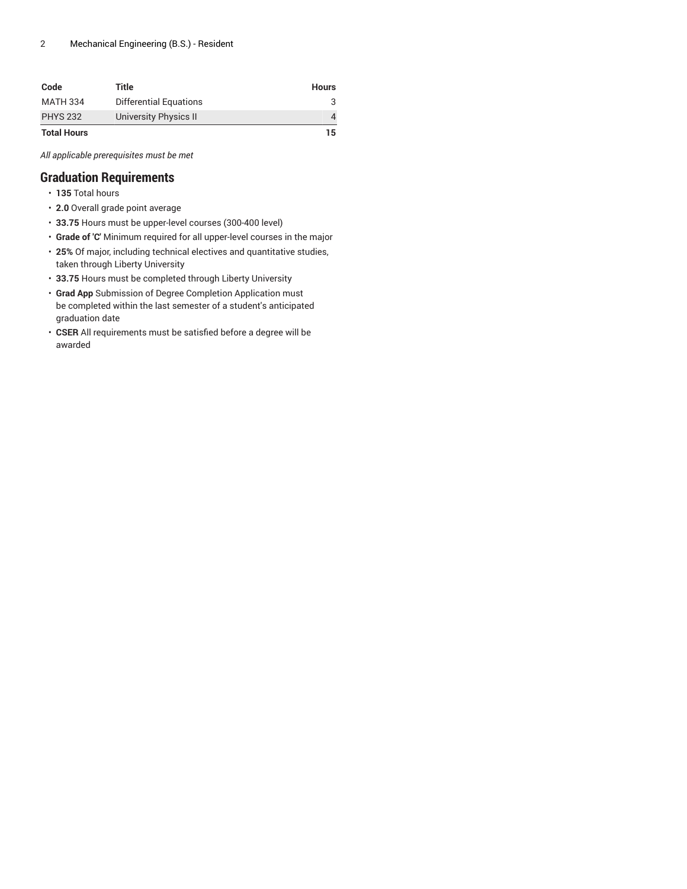| Code | Title | Hours |
| --- | --- | --- |
| MATH 334 | Differential Equations | 3 |
| PHYS 232 | University Physics II | 4 |
| **Total Hours** | | **15** |

*All applicable prerequisites must be met*

## Graduation Requirements

- **135** Total hours
- **2.0** Overall grade point average
- **33.75** Hours must be upper-level courses (300-400 level)
- **Grade of 'C'** Minimum required for all upper-level courses in the major
- **25%** Of major, including technical electives and quantitative studies, taken through Liberty University
- **33.75** Hours must be completed through Liberty University
- **Grad App** Submission of Degree Completion Application must be completed within the last semester of a student's anticipated graduation date
- **CSER** All requirements must be satisfied before a degree will be awarded